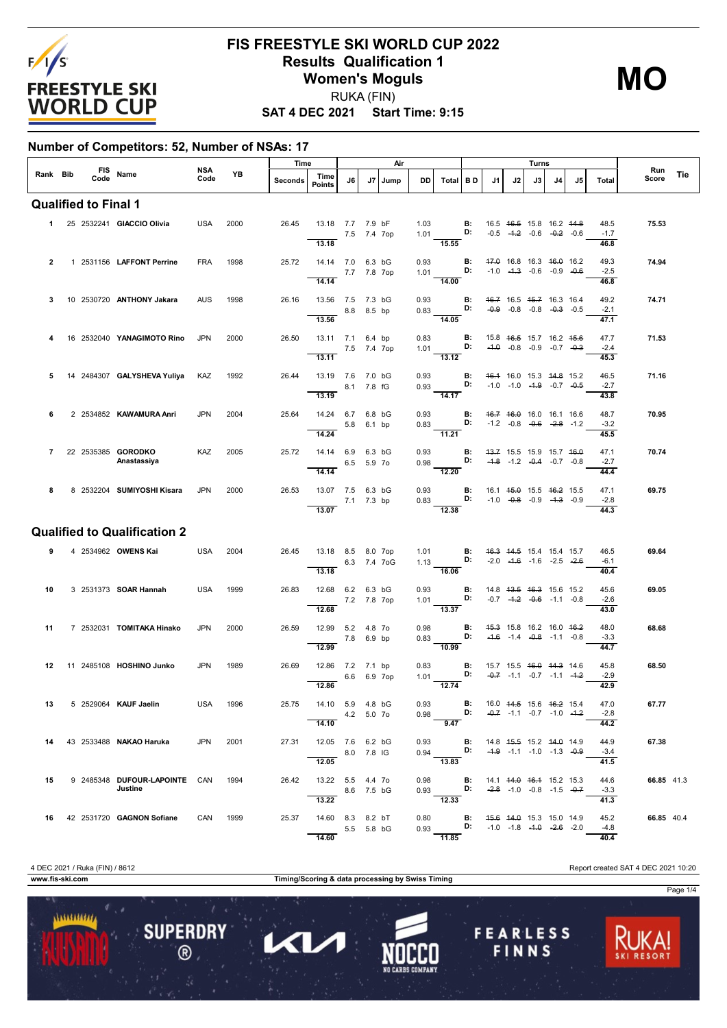# FIS FREESTYLE SKI WORLD CUP 2022

## Results Qualification 1

## Women's Moguls

RUKA (FIN)

**SAT 4 DEC 2021 Start Time: 9:15**

**MO**

### Number of Competitors: 52, Number of NSAs: 17

| Rank | Bib | FIS Code | Name | NSA Code | YB | Time Seconds | Time Points | J6 | J7 | Jump | DD | Air Total | BD | J1 | J2 | J3 | J4 | J5 | Turns Total | Run Score | Tie |
|---|---|---|---|---|---|---|---|---|---|---|---|---|---|---|---|---|---|---|---|---|---|
| **Qualified to Final 1** | | | | | | | | | | | | | | | | | | | | | |
| 1 | 25 | 2532241 | **GIACCIO Olivia** | USA | 2000 | 26.45 | 13.18 | 7.7 | 7.9 | bF | 1.03 | | B: | 16.5 | ~~16.5~~ | 15.8 | 16.2 | ~~14.8~~ | 48.5 | **75.53** | |
| | | | | | | | | 7.5 | 7.4 | 7op | 1.01 | | D: | -0.5 | ~~-1.2~~ | -0.6 | ~~-0.2~~ | -0.6 | -1.7 | | |
| | | | | | | | 13.18 | | | | | 15.55 | | | | | | | 46.8 | | |
| 2 | 1 | 2531156 | **LAFFONT Perrine** | FRA | 1998 | 25.72 | 14.14 | 7.0 | 6.3 | bG | 0.93 | | B: | ~~17.0~~ | 16.8 | 16.3 | ~~16.0~~ | 16.2 | 49.3 | **74.94** | |
| | | | | | | | | 7.7 | 7.8 | 7op | 1.01 | | D: | -1.0 | ~~-1.3~~ | -0.6 | -0.9 | ~~-0.6~~ | -2.5 | | |
| | | | | | | | 14.14 | | | | | 14.00 | | | | | | | 46.8 | | |
| 3 | 10 | 2530720 | **ANTHONY Jakara** | AUS | 1998 | 26.16 | 13.56 | 7.5 | 7.3 | bG | 0.93 | | B: | ~~16.7~~ | 16.5 | ~~15.7~~ | 16.3 | 16.4 | 49.2 | **74.71** | |
| | | | | | | | | 8.8 | 8.5 | bp | 0.83 | | D: | ~~-0.9~~ | -0.8 | -0.8 | ~~-0.3~~ | -0.5 | -2.1 | | |
| | | | | | | | 13.56 | | | | | 14.05 | | | | | | | 47.1 | | |
| 4 | 16 | 2532040 | **YANAGIMOTO Rino** | JPN | 2000 | 26.50 | 13.11 | 7.1 | 6.4 | bp | 0.83 | | B: | 15.8 | ~~16.5~~ | 15.7 | 16.2 | ~~15.6~~ | 47.7 | **71.53** | |
| | | | | | | | | 7.5 | 7.4 | 7op | 1.01 | | D: | ~~-1.0~~ | -0.8 | -0.9 | -0.7 | ~~-0.3~~ | -2.4 | | |
| | | | | | | | 13.11 | | | | | 13.12 | | | | | | | 45.3 | | |
| 5 | 14 | 2484307 | **GALYSHEVA Yuliya** | KAZ | 1992 | 26.44 | 13.19 | 7.6 | 7.0 | bG | 0.93 | | B: | ~~16.1~~ | 16.0 | 15.3 | ~~14.8~~ | 15.2 | 46.5 | **71.16** | |
| | | | | | | | | 8.1 | 7.8 | fG | 0.93 | | D: | -1.0 | -1.0 | ~~-1.9~~ | -0.7 | ~~-0.5~~ | -2.7 | | |
| | | | | | | | 13.19 | | | | | 14.17 | | | | | | | 43.8 | | |
| 6 | 2 | 2534852 | **KAWAMURA Anri** | JPN | 2004 | 25.64 | 14.24 | 6.7 | 6.8 | bG | 0.93 | | B: | ~~16.7~~ | ~~16.0~~ | 16.0 | 16.1 | 16.6 | 48.7 | **70.95** | |
| | | | | | | | | 5.8 | 6.1 | bp | 0.83 | | D: | -1.2 | -0.8 | ~~-0.6~~ | ~~-2.8~~ | -1.2 | -3.2 | | |
| | | | | | | | 14.24 | | | | | 11.21 | | | | | | | 45.5 | | |
| 7 | 22 | 2535385 | **GORODKO Anastassiya** | KAZ | 2005 | 25.72 | 14.14 | 6.9 | 6.3 | bG | 0.93 | | B: | ~~13.7~~ | 15.5 | 15.9 | 15.7 | ~~16.0~~ | 47.1 | **70.74** | |
| | | | | | | | | 6.5 | 5.9 | 7o | 0.98 | | D: | ~~-1.8~~ | -1.2 | ~~-0.4~~ | -0.7 | -0.8 | -2.7 | | |
| | | | | | | | 14.14 | | | | | 12.20 | | | | | | | 44.4 | | |
| 8 | 8 | 2532204 | **SUMIYOSHI Kisara** | JPN | 2000 | 26.53 | 13.07 | 7.5 | 6.3 | bG | 0.93 | | B: | 16.1 | ~~15.0~~ | 15.5 | ~~16.2~~ | 15.5 | 47.1 | **69.75** | |
| | | | | | | | | 7.1 | 7.3 | bp | 0.83 | | D: | -1.0 | ~~-0.8~~ | -0.9 | ~~-1.3~~ | -0.9 | -2.8 | | |
| | | | | | | | 13.07 | | | | | 12.38 | | | | | | | 44.3 | | |
| **Qualified to Qualification 2** | | | | | | | | | | | | | | | | | | | | | |
| 9 | 4 | 2534962 | **OWENS Kai** | USA | 2004 | 26.45 | 13.18 | 8.5 | 8.0 | 7op | 1.01 | | B: | ~~16.3~~ | ~~14.5~~ | 15.4 | 15.4 | 15.7 | 46.5 | **69.64** | |
| | | | | | | | | 6.3 | 7.4 | 7oG | 1.13 | | D: | -2.0 | ~~-1.6~~ | -1.6 | -2.5 | ~~-2.6~~ | -6.1 | | |
| | | | | | | | 13.18 | | | | | 16.06 | | | | | | | 40.4 | | |
| 10 | 3 | 2531373 | **SOAR Hannah** | USA | 1999 | 26.83 | 12.68 | 6.2 | 6.3 | bG | 0.93 | | B: | 14.8 | ~~13.5~~ | ~~16.3~~ | 15.6 | 15.2 | 45.6 | **69.05** | |
| | | | | | | | | 7.2 | 7.8 | 7op | 1.01 | | D: | -0.7 | ~~-1.2~~ | ~~-0.6~~ | -1.1 | -0.8 | -2.6 | | |
| | | | | | | | 12.68 | | | | | 13.37 | | | | | | | 43.0 | | |
| 11 | 7 | 2532031 | **TOMITAKA Hinako** | JPN | 2000 | 26.59 | 12.99 | 5.2 | 4.8 | 7o | 0.98 | | B: | ~~15.3~~ | 15.8 | 16.2 | 16.0 | ~~16.2~~ | 48.0 | **68.68** | |
| | | | | | | | | 7.8 | 6.9 | bp | 0.83 | | D: | ~~-1.6~~ | -1.4 | ~~-0.8~~ | -1.1 | -0.8 | -3.3 | | |
| | | | | | | | 12.99 | | | | | 10.99 | | | | | | | 44.7 | | |
| 12 | 11 | 2485108 | **HOSHINO Junko** | JPN | 1989 | 26.69 | 12.86 | 7.2 | 7.1 | bp | 0.83 | | B: | 15.7 | 15.5 | ~~16.0~~ | ~~14.3~~ | 14.6 | 45.8 | **68.50** | |
| | | | | | | | | 6.6 | 6.9 | 7op | 1.01 | | D: | ~~-0.7~~ | -1.1 | -0.7 | -1.1 | ~~-1.2~~ | -2.9 | | |
| | | | | | | | 12.86 | | | | | 12.74 | | | | | | | 42.9 | | |
| 13 | 5 | 2529064 | **KAUF Jaelin** | USA | 1996 | 25.75 | 14.10 | 5.9 | 4.8 | bG | 0.93 | | B: | 16.0 | ~~14.5~~ | 15.6 | ~~16.2~~ | 15.4 | 47.0 | **67.77** | |
| | | | | | | | | 4.2 | 5.0 | 7o | 0.98 | | D: | ~~-0.7~~ | -1.1 | -0.7 | -1.0 | ~~-1.2~~ | -2.8 | | |
| | | | | | | | 14.10 | | | | | 9.47 | | | | | | | 44.2 | | |
| 14 | 43 | 2533488 | **NAKAO Haruka** | JPN | 2001 | 27.31 | 12.05 | 7.6 | 6.2 | bG | 0.93 | | B: | 14.8 | ~~15.5~~ | 15.2 | ~~14.0~~ | 14.9 | 44.9 | **67.38** | |
| | | | | | | | | 8.0 | 7.8 | lG | 0.94 | | D: | ~~-1.9~~ | -1.1 | -1.0 | -1.3 | ~~-0.9~~ | -3.4 | | |
| | | | | | | | 12.05 | | | | | 13.83 | | | | | | | 41.5 | | |
| 15 | 9 | 2485348 | **DUFOUR-LAPOINTE Justine** | CAN | 1994 | 26.42 | 13.22 | 5.5 | 4.4 | 7o | 0.98 | | B: | 14.1 | ~~14.0~~ | ~~16.1~~ | 15.2 | 15.3 | 44.6 | **66.85** | 41.3 |
| | | | | | | | | 8.6 | 7.5 | bG | 0.93 | | D: | ~~-2.8~~ | -1.0 | -0.8 | -1.5 | ~~-0.7~~ | -3.3 | | |
| | | | | | | | 13.22 | | | | | 12.33 | | | | | | | 41.3 | | |
| 16 | 42 | 2531720 | **GAGNON Sofiane** | CAN | 1999 | 25.37 | 14.60 | 8.3 | 8.2 | bT | 0.80 | | B: | ~~15.6~~ | ~~14.0~~ | 15.3 | 15.0 | 14.9 | 45.2 | **66.85** | 40.4 |
| | | | | | | | | 5.5 | 5.8 | bG | 0.93 | | D: | -1.0 | -1.8 | ~~-1.0~~ | ~~-2.6~~ | -2.0 | -4.8 | | |
| | | | | | | | 14.60 | | | | | 11.85 | | | | | | | 40.4 | | |

4 DEC 2021 / Ruka (FIN) / 8612

Report created SAT 4 DEC 2021 10:20

www.fis-ski.com

Timing/Scoring & data processing by Swiss Timing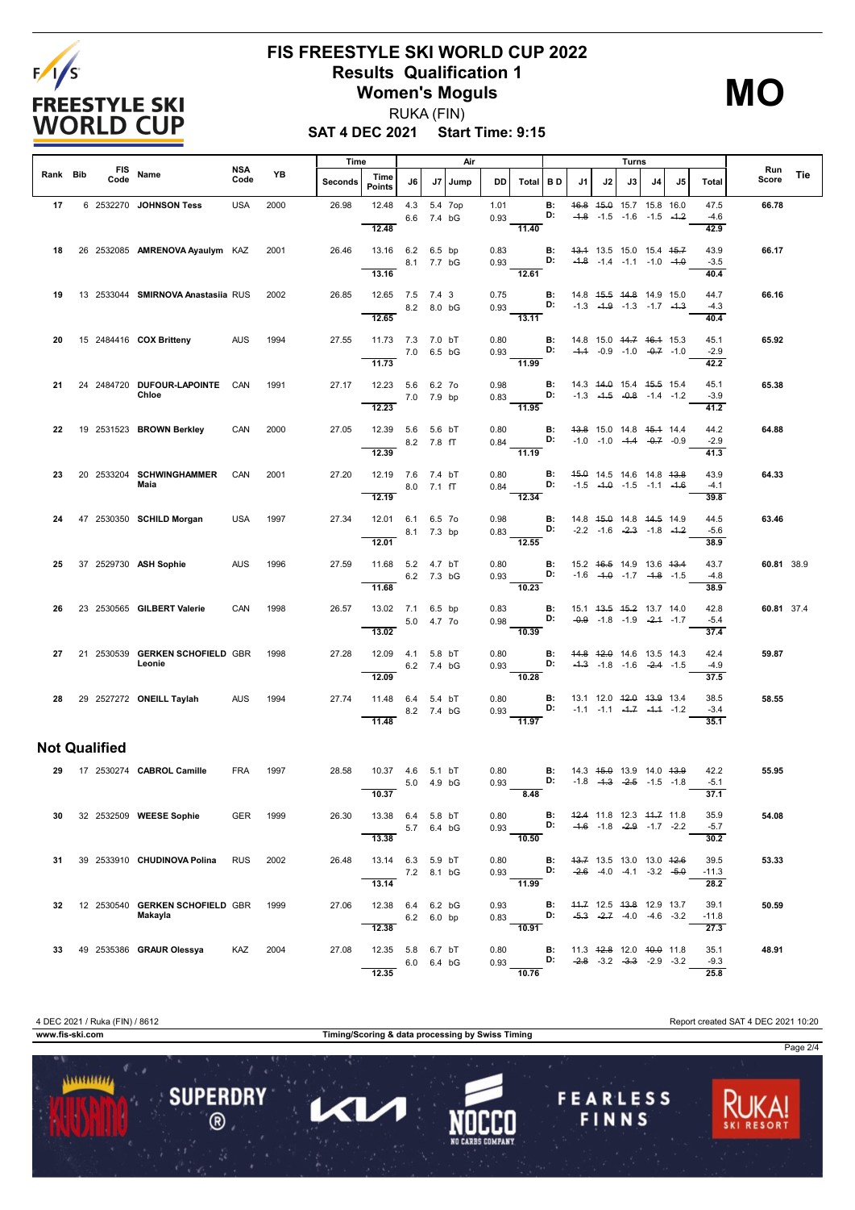# FIS FREESTYLE SKI WORLD CUP 2022

## Results Qualification 1

## Women's Moguls

RUKA (FIN)

**SAT 4 DEC 2021 Start Time: 9:15**

**MO**

| Rank | Bib | FIS Code | Name | NSA Code | YB | Time Seconds | Time Points | Air J6 | Air J7 | Jump | DD | Air Total | B D | J1 | J2 | J3 | J4 | J5 | Turns Total | Run Score | Tie |
|---|---|---|---|---|---|---|---|---|---|---|---|---|---|---|---|---|---|---|---|---|---|
| 17 | 6 | 2532270 | **JOHNSON Tess** | USA | 2000 | 26.98 | 12.48 | 4.3 | 5.4 | 7op | 1.01 | | B: | ~~16.8~~ | ~~15.0~~ | 15.7 | 15.8 | 16.0 | 47.5 | **66.78** | |
| | | | | | | | | 6.6 | 7.4 | bG | 0.93 | | D: | ~~-1.8~~ | -1.5 | -1.6 | -1.5 | ~~-1.2~~ | -4.6 | | |
| | | | | | | | **12.48** | | | | | **11.40** | | | | | | | **42.9** | | |
| 18 | 26 | 2532085 | **AMRENOVA Ayaulym** | KAZ | 2001 | 26.46 | 13.16 | 6.2 | 6.5 | bp | 0.83 | | B: | ~~13.1~~ | 13.5 | 15.0 | 15.4 | ~~15.7~~ | 43.9 | **66.17** | |
| | | | | | | | | 8.1 | 7.7 | bG | 0.93 | | D: | ~~-1.8~~ | -1.4 | -1.1 | -1.0 | ~~-1.0~~ | -3.5 | | |
| | | | | | | | **13.16** | | | | | **12.61** | | | | | | | **40.4** | | |
| 19 | 13 | 2533044 | **SMIRNOVA Anastasiia** | RUS | 2002 | 26.85 | 12.65 | 7.5 | 7.4 | 3 | 0.75 | | B: | 14.8 | ~~15.5~~ | ~~14.8~~ | 14.9 | 15.0 | 44.7 | **66.16** | |
| | | | | | | | | 8.2 | 8.0 | bG | 0.93 | | D: | -1.3 | ~~-1.9~~ | -1.3 | -1.7 | ~~-1.3~~ | -4.3 | | |
| | | | | | | | **12.65** | | | | | **13.11** | | | | | | | **40.4** | | |
| 20 | 15 | 2484416 | **COX Britteny** | AUS | 1994 | 27.55 | 11.73 | 7.3 | 7.0 | bT | 0.80 | | B: | 14.8 | 15.0 | ~~14.7~~ | ~~16.1~~ | 15.3 | 45.1 | **65.92** | |
| | | | | | | | | 7.0 | 6.5 | bG | 0.93 | | D: | ~~-1.1~~ | -0.9 | -1.0 | ~~-0.7~~ | -1.0 | -2.9 | | |
| | | | | | | | **11.73** | | | | | **11.99** | | | | | | | **42.2** | | |
| 21 | 24 | 2484720 | **DUFOUR-LAPOINTE Chloe** | CAN | 1991 | 27.17 | 12.23 | 5.6 | 6.2 | 7o | 0.98 | | B: | 14.3 | ~~14.0~~ | 15.4 | ~~15.5~~ | 15.4 | 45.1 | **65.38** | |
| | | | | | | | | 7.0 | 7.9 | bp | 0.83 | | D: | -1.3 | ~~-1.5~~ | ~~-0.8~~ | -1.4 | -1.2 | -3.9 | | |
| | | | | | | | **12.23** | | | | | **11.95** | | | | | | | **41.2** | | |
| 22 | 19 | 2531523 | **BROWN Berkley** | CAN | 2000 | 27.05 | 12.39 | 5.6 | 5.6 | bT | 0.80 | | B: | ~~13.8~~ | 15.0 | 14.8 | ~~15.1~~ | 14.4 | 44.2 | **64.88** | |
| | | | | | | | | 8.2 | 7.8 | fT | 0.84 | | D: | -1.0 | -1.0 | ~~-1.4~~ | ~~-0.7~~ | -0.9 | -2.9 | | |
| | | | | | | | **12.39** | | | | | **11.19** | | | | | | | **41.3** | | |
| 23 | 20 | 2533204 | **SCHWINGHAMMER Maia** | CAN | 2001 | 27.20 | 12.19 | 7.6 | 7.4 | bT | 0.80 | | B: | ~~15.0~~ | 14.5 | 14.6 | 14.8 | ~~13.8~~ | 43.9 | **64.33** | |
| | | | | | | | | 8.0 | 7.1 | fT | 0.84 | | D: | -1.5 | ~~-1.0~~ | -1.5 | -1.1 | ~~-1.6~~ | -4.1 | | |
| | | | | | | | **12.19** | | | | | **12.34** | | | | | | | **39.8** | | |
| 24 | 47 | 2530350 | **SCHILD Morgan** | USA | 1997 | 27.34 | 12.01 | 6.1 | 6.5 | 7o | 0.98 | | B: | 14.8 | ~~15.0~~ | 14.8 | ~~14.5~~ | 14.9 | 44.5 | **63.46** | |
| | | | | | | | | 8.1 | 7.3 | bp | 0.83 | | D: | -2.2 | -1.6 | ~~-2.3~~ | -1.8 | ~~-1.2~~ | -5.6 | | |
| | | | | | | | **12.01** | | | | | **12.55** | | | | | | | **38.9** | | |
| 25 | 37 | 2529730 | **ASH Sophie** | AUS | 1996 | 27.59 | 11.68 | 5.2 | 4.7 | bT | 0.80 | | B: | 15.2 | ~~16.5~~ | 14.9 | 13.6 | ~~13.4~~ | 43.7 | **60.81** | 38.9 |
| | | | | | | | | 6.2 | 7.3 | bG | 0.93 | | D: | -1.6 | ~~-1.0~~ | -1.7 | ~~-1.8~~ | -1.5 | -4.8 | | |
| | | | | | | | **11.68** | | | | | **10.23** | | | | | | | **38.9** | | |
| 26 | 23 | 2530565 | **GILBERT Valerie** | CAN | 1998 | 26.57 | 13.02 | 7.1 | 6.5 | bp | 0.83 | | B: | 15.1 | ~~13.5~~ | ~~15.2~~ | 13.7 | 14.0 | 42.8 | **60.81** | 37.4 |
| | | | | | | | | 5.0 | 4.7 | 7o | 0.98 | | D: | ~~-0.9~~ | -1.8 | -1.9 | ~~-2.1~~ | -1.7 | -5.4 | | |
| | | | | | | | **13.02** | | | | | **10.39** | | | | | | | **37.4** | | |
| 27 | 21 | 2530539 | **GERKEN SCHOFIELD Leonie** | GBR | 1998 | 27.28 | 12.09 | 4.1 | 5.8 | bT | 0.80 | | B: | ~~14.8~~ | ~~12.0~~ | 14.6 | 13.5 | 14.3 | 42.4 | **59.87** | |
| | | | | | | | | 6.2 | 7.4 | bG | 0.93 | | D: | ~~-1.3~~ | -1.8 | -1.6 | ~~-2.4~~ | -1.5 | -4.9 | | |
| | | | | | | | **12.09** | | | | | **10.28** | | | | | | | **37.5** | | |
| 28 | 29 | 2527272 | **ONEILL Taylah** | AUS | 1994 | 27.74 | 11.48 | 6.4 | 5.4 | bT | 0.80 | | B: | 13.1 | 12.0 | ~~12.0~~ | ~~13.9~~ | 13.4 | 38.5 | **58.55** | |
| | | | | | | | | 8.2 | 7.4 | bG | 0.93 | | D: | -1.1 | -1.1 | ~~-1.7~~ | ~~-1.1~~ | -1.2 | -3.4 | | |
| | | | | | | | **11.48** | | | | | **11.97** | | | | | | | **35.1** | | |

## Not Qualified

| Rank | Bib | FIS Code | Name | NSA Code | YB | Time Seconds | Time Points | Air J6 | Air J7 | Jump | DD | Air Total | B D | J1 | J2 | J3 | J4 | J5 | Turns Total | Run Score | Tie |
|---|---|---|---|---|---|---|---|---|---|---|---|---|---|---|---|---|---|---|---|---|---|
| 29 | 17 | 2530274 | **CABROL Camille** | FRA | 1997 | 28.58 | 10.37 | 4.6 | 5.1 | bT | 0.80 | | B: | 14.3 | ~~15.0~~ | 13.9 | 14.0 | ~~13.9~~ | 42.2 | **55.95** | |
| | | | | | | | | 5.0 | 4.9 | bG | 0.93 | | D: | -1.8 | ~~-1.3~~ | ~~-2.5~~ | -1.5 | -1.8 | -5.1 | | |
| | | | | | | | **10.37** | | | | | **8.48** | | | | | | | **37.1** | | |
| 30 | 32 | 2532509 | **WEESE Sophie** | GER | 1999 | 26.30 | 13.38 | 6.4 | 5.8 | bT | 0.80 | | B: | ~~12.4~~ | 11.8 | 12.3 | ~~11.7~~ | 11.8 | 35.9 | **54.08** | |
| | | | | | | | | 5.7 | 6.4 | bG | 0.93 | | D: | ~~-1.6~~ | -1.8 | ~~-2.9~~ | -1.7 | -2.2 | -5.7 | | |
| | | | | | | | **13.38** | | | | | **10.50** | | | | | | | **30.2** | | |
| 31 | 39 | 2533910 | **CHUDINOVA Polina** | RUS | 2002 | 26.48 | 13.14 | 6.3 | 5.9 | bT | 0.80 | | B: | ~~13.7~~ | 13.5 | 13.0 | 13.0 | ~~12.6~~ | 39.5 | **53.33** | |
| | | | | | | | | 7.2 | 8.1 | bG | 0.93 | | D: | ~~-2.6~~ | -4.0 | -4.1 | -3.2 | ~~-5.0~~ | -11.3 | | |
| | | | | | | | **13.14** | | | | | **11.99** | | | | | | | **28.2** | | |
| 32 | 12 | 2530540 | **GERKEN SCHOFIELD Makayla** | GBR | 1999 | 27.06 | 12.38 | 6.4 | 6.2 | bG | 0.93 | | B: | ~~11.7~~ | 12.5 | ~~13.8~~ | 12.9 | 13.7 | 39.1 | **50.59** | |
| | | | | | | | | 6.2 | 6.0 | bp | 0.83 | | D: | ~~-5.3~~ | ~~-2.7~~ | -4.0 | -4.6 | -3.2 | -11.8 | | |
| | | | | | | | **12.38** | | | | | **10.91** | | | | | | | **27.3** | | |
| 33 | 49 | 2535386 | **GRAUR Olessya** | KAZ | 2004 | 27.08 | 12.35 | 5.8 | 6.7 | bT | 0.80 | | B: | 11.3 | ~~12.8~~ | 12.0 | ~~10.0~~ | 11.8 | 35.1 | **48.91** | |
| | | | | | | | | 6.0 | 6.4 | bG | 0.93 | | D: | ~~-2.8~~ | -3.2 | ~~-3.3~~ | -2.9 | -3.2 | -9.3 | | |
| | | | | | | | **12.35** | | | | | **10.76** | | | | | | | **25.8** | | |

4 DEC 2021 / Ruka (FIN) / 8612 — Report created SAT 4 DEC 2021 10:20

www.fis-ski.com — Timing/Scoring & data processing by Swiss Timing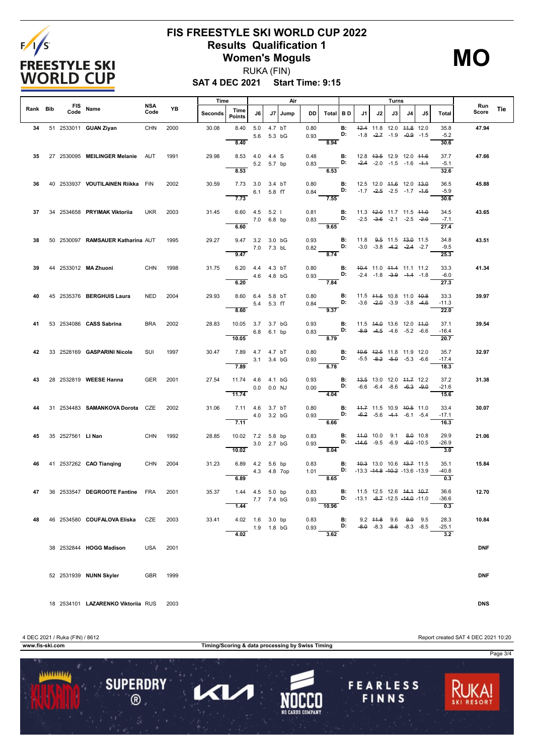# FIS FREESTYLE SKI WORLD CUP 2022

## Results Qualification 1

## Women's Moguls

RUKA (FIN)

**SAT 4 DEC 2021 Start Time: 9:15**

**MO**

| Rank | Bib | FIS Code | Name | NSA Code | YB | Time Seconds | Time Points | Air J6 | Air J7 | Jump | DD | Air Total | B D | J1 | J2 | J3 | J4 | J5 | Turns Total | Run Score | Tie |
|---|---|---|---|---|---|---|---|---|---|---|---|---|---|---|---|---|---|---|---|---|---|
| 34 | 51 | 2533011 | **GUAN Ziyan** | CHN | 2000 | 30.08 | 8.40 | 5.0 / 5.6 | 4.7 / 5.3 | bT / bG | 0.80 / 0.93 | 8.94 | B: / D: | ~~12.4~~ / -1.8 | 11.8 / ~~-2.7~~ | 12.0 / -1.9 | ~~11.8~~ / ~~-0.9~~ | 12.0 / -1.5 | 35.8 / -5.2 / 30.6 | 47.94 | |
| 35 | 27 | 2530095 | **MEILINGER Melanie** | AUT | 1991 | 29.98 | 8.53 | 4.0 / 5.2 | 4.4 / 5.7 | S / bp | 0.48 / 0.83 | 6.53 | B: / D: | 12.8 / ~~-2.4~~ | ~~13.5~~ / -2.0 | 12.9 / -1.5 | 12.0 / -1.6 | ~~11.6~~ / ~~-1.1~~ | 37.7 / -5.1 / 32.6 | 47.66 | |
| 36 | 40 | 2533937 | **VOUTILAINEN Riikka** | FIN | 2002 | 30.59 | 7.73 | 3.0 / 6.1 | 3.4 / 5.8 | bT / fT | 0.80 / 0.84 | 7.55 | B: / D: | 12.5 / -1.7 | 12.0 / ~~-2.5~~ | ~~11.6~~ / -2.5 | 12.0 / -1.7 | ~~13.0~~ / ~~-1.6~~ | 36.5 / -5.9 / 30.6 | 45.88 | |
| 37 | 34 | 2534658 | **PRYIMAK Viktoriia** | UKR | 2003 | 31.45 | 6.60 | 4.5 / 7.0 | 5.2 / 6.8 | I / bp | 0.81 / 0.83 | 9.65 | B: / D: | 11.3 / -2.5 | ~~12.0~~ / ~~-3.6~~ | 11.7 / -2.1 | 11.5 / -2.5 | ~~11.0~~ / ~~-2.0~~ | 34.5 / -7.1 / 27.4 | 43.65 | |
| 38 | 50 | 2530097 | **RAMSAUER Katharina** | AUT | 1995 | 29.27 | 9.47 | 3.2 / 7.0 | 3.0 / 7.3 | bG / bL | 0.93 / 0.82 | 8.74 | B: / D: | 11.8 / -3.0 | ~~9.5~~ / -3.8 | 11.5 / ~~-4.2~~ | ~~13.0~~ / ~~-2.4~~ | 11.5 / -2.7 | 34.8 / -9.5 / 25.3 | 43.51 | |
| 39 | 44 | 2533012 | **MA Zhuoni** | CHN | 1998 | 31.75 | 6.20 | 4.4 / 4.6 | 4.3 / 4.8 | bT / bG | 0.80 / 0.93 | 7.84 | B: / D: | ~~10.4~~ / -2.4 | 11.0 / -1.8 | ~~11.4~~ / ~~-3.9~~ | 11.1 / ~~-1.4~~ | 11.2 / -1.8 | 33.3 / -6.0 / 27.3 | 41.34 | |
| 40 | 45 | 2535376 | **BERGHUIS Laura** | NED | 2004 | 29.93 | 8.60 | 6.4 / 5.4 | 5.8 / 5.3 | bT / fT | 0.80 / 0.84 | 9.37 | B: / D: | 11.5 / -3.6 | ~~11.5~~ / ~~-2.0~~ | 10.8 / -3.9 | 11.0 / -3.8 | ~~10.8~~ / ~~-4.6~~ | 33.3 / -11.3 / 22.0 | 39.97 | |
| 41 | 53 | 2534086 | **CASS Sabrina** | BRA | 2002 | 28.83 | 10.05 | 3.7 / 6.8 | 3.7 / 6.1 | bG / bp | 0.93 / 0.83 | 8.79 | B: / D: | 11.5 / ~~-8.9~~ | ~~14.0~~ / ~~-4.5~~ | 13.6 / -4.6 | 12.0 / -5.2 | ~~11.0~~ / -6.6 | 37.1 / -16.4 / 20.7 | 39.54 | |
| 42 | 33 | 2528169 | **GASPARINI Nicole** | SUI | 1997 | 30.47 | 7.89 | 4.7 / 3.1 | 4.7 / 3.4 | bT / bG | 0.80 / 0.93 | 6.78 | B: / D: | ~~10.6~~ / -5.5 | ~~12.5~~ / ~~-8.2~~ | 11.8 / ~~-5.0~~ | 11.9 / -5.3 | 12.0 / -6.6 | 35.7 / -17.4 / 18.3 | 32.97 | |
| 43 | 28 | 2532819 | **WEESE Hanna** | GER | 2001 | 27.54 | 11.74 | 4.6 / 0.0 | 4.1 / 0.0 | bG / NJ | 0.93 / 0.00 | 4.04 | B: / D: | ~~13.5~~ / -6.6 | 13.0 / -6.4 | 12.0 / -8.6 | ~~11.7~~ / ~~-6.3~~ | 12.2 / ~~-9.0~~ | 37.2 / -21.6 / 15.6 | 31.38 | |
| 44 | 31 | 2534483 | **SAMANKOVA Dorota** | CZE | 2002 | 31.06 | 7.11 | 4.6 / 4.0 | 3.7 / 3.2 | bT / bG | 0.80 / 0.93 | 6.66 | B: / D: | ~~11.7~~ / ~~-6.2~~ | 11.5 / -5.6 | 10.9 / ~~-4.1~~ | ~~10.5~~ / -6.1 | 11.0 / -5.4 | 33.4 / -17.1 / 16.3 | 30.07 | |
| 45 | 35 | 2527561 | **LI Nan** | CHN | 1992 | 28.85 | 10.02 | 7.2 / 3.0 | 5.8 / 2.7 | bp / bG | 0.83 / 0.93 | 8.04 | B: / D: | ~~11.0~~ / ~~-14.6~~ | 10.0 / -9.5 | 9.1 / -6.9 | ~~8.0~~ / ~~-6.0~~ | 10.8 / -10.5 | 29.9 / -26.9 / 3.0 | 21.06 | |
| 46 | 41 | 2537262 | **CAO Tianqing** | CHN | 2004 | 31.23 | 6.89 | 4.2 / 4.3 | 5.6 / 4.8 | bp / 7op | 0.83 / 1.01 | 8.65 | B: / D: | ~~10.3~~ / -13.3 | 13.0 / ~~-14.8~~ | 10.6 / ~~-10.2~~ | ~~13.7~~ / -13.6 | 11.5 / -13.9 | 35.1 / -40.8 / 0.3 | 15.84 | |
| 47 | 36 | 2533547 | **DEGROOTE Fantine** | FRA | 2001 | 35.37 | 1.44 | 4.5 / 7.7 | 5.0 / 7.4 | bp / bG | 0.83 / 0.93 | 10.96 | B: / D: | 11.5 / -13.1 | 12.5 / ~~-8.7~~ | 12.6 / -12.5 | ~~14.1~~ / ~~-14.0~~ | ~~10.7~~ / -11.0 | 36.6 / -36.6 / 0.3 | 12.70 | |
| 48 | 46 | 2534580 | **COUFALOVA Eliska** | CZE | 2003 | 33.41 | 4.02 | 1.6 / 1.9 | 3.0 / 1.8 | bp / bG | 0.83 / 0.93 | 3.62 | B: / D: | 9.2 / ~~-8.0~~ | ~~11.8~~ / -8.3 | 9.6 / ~~-8.6~~ | ~~9.0~~ / -8.3 | 9.5 / -8.5 | 28.3 / -25.1 / 3.2 | 10.84 | |
| | 38 | 2532844 | **HOGG Madison** | USA | 2001 | | | | | | | | | | | | | | | DNF | |
| | 52 | 2531939 | **NUNN Skyler** | GBR | 1999 | | | | | | | | | | | | | | | DNF | |
| | 18 | 2534101 | **LAZARENKO Viktoriia** | RUS | 2003 | | | | | | | | | | | | | | | DNS | |

4 DEC 2021 / Ruka (FIN) / 8612

Report created SAT 4 DEC 2021 10:20

www.fis-ski.com

Timing/Scoring & data processing by Swiss Timing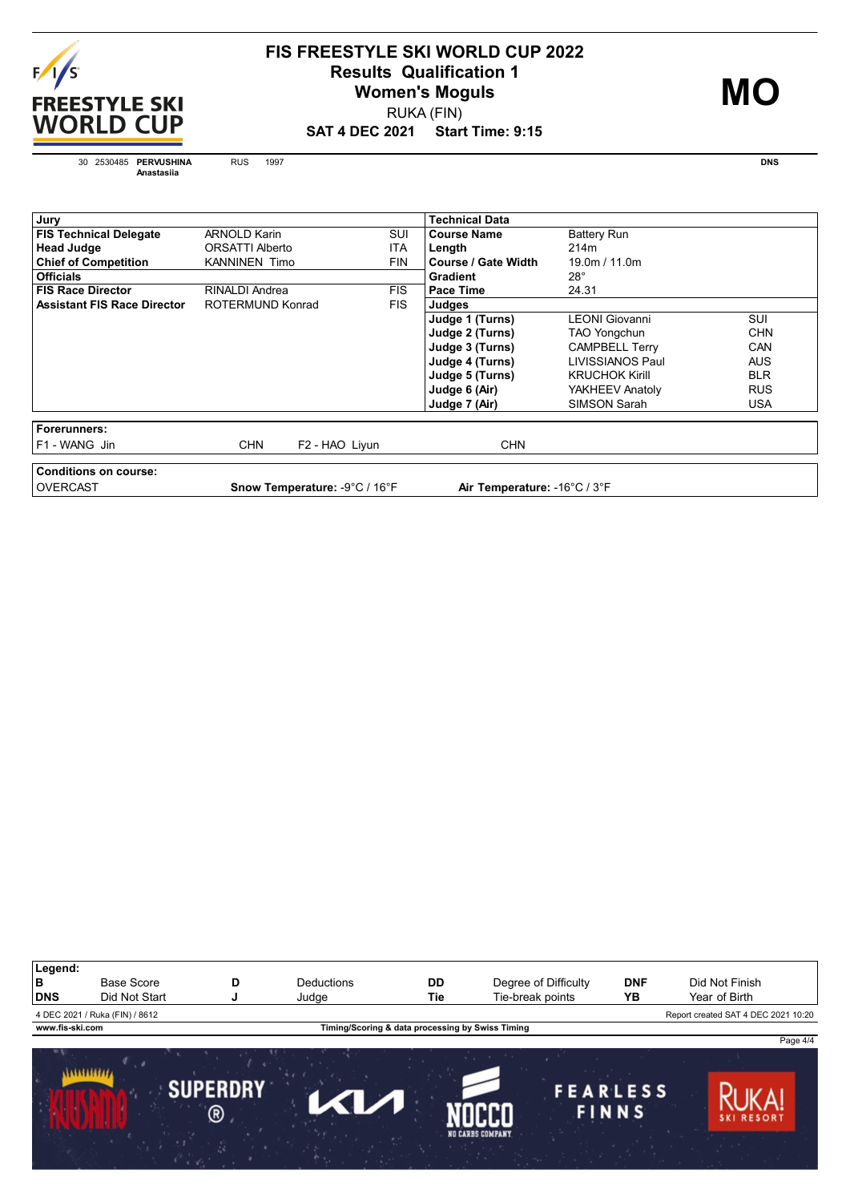# FIS FREESTYLE SKI WORLD CUP 2022

## Results Qualification 1

## Women's Moguls

RUKA (FIN)

**SAT 4 DEC 2021 Start Time: 9:15**

**MO**

| | | | | | |
|---|---|---|---|---|---|
| 30 | 2530485 | **PERVUSHINA** Anastasiia | RUS | 1997 | **DNS** |

| Jury | | | Technical Data | | |
|---|---|---|---|---|---|
| **FIS Technical Delegate** | ARNOLD Karin | SUI | **Course Name** | Battery Run | |
| **Head Judge** | ORSATTI Alberto | ITA | **Length** | 214m | |
| **Chief of Competition** | KANNINEN Timo | FIN | **Course / Gate Width** | 19.0m / 11.0m | |
| **Officials** | | | **Gradient** | 28° | |
| **FIS Race Director** | RINALDI Andrea | FIS | **Pace Time** | 24.31 | |
| **Assistant FIS Race Director** | ROTERMUND Konrad | FIS | **Judges** | | |
| | | | **Judge 1 (Turns)** | LEONI Giovanni | SUI |
| | | | **Judge 2 (Turns)** | TAO Yongchun | CHN |
| | | | **Judge 3 (Turns)** | CAMPBELL Terry | CAN |
| | | | **Judge 4 (Turns)** | LIVISSIANOS Paul | AUS |
| | | | **Judge 5 (Turns)** | KRUCHOK Kirill | BLR |
| | | | **Judge 6 (Air)** | YAKHEEV Anatoly | RUS |
| | | | **Judge 7 (Air)** | SIMSON Sarah | USA |

**Forerunners:**

F1 - WANG Jin CHN F2 - HAO Liyun CHN

**Conditions on course:**

OVERCAST **Snow Temperature: -9°C / 16°F** **Air Temperature: -16°C / 3°F**

**Legend:**

| | | | | | | | |
|---|---|---|---|---|---|---|---|
| **B** | Base Score | **D** | Deductions | **DD** | Degree of Difficulty | **DNF** | Did Not Finish |
| **DNS** | Did Not Start | **J** | Judge | **Tie** | Tie-break points | **YB** | Year of Birth |

4 DEC 2021 / Ruka (FIN) / 8612

Report created SAT 4 DEC 2021 10:20

www.fis-ski.com

Timing/Scoring & data processing by Swiss Timing